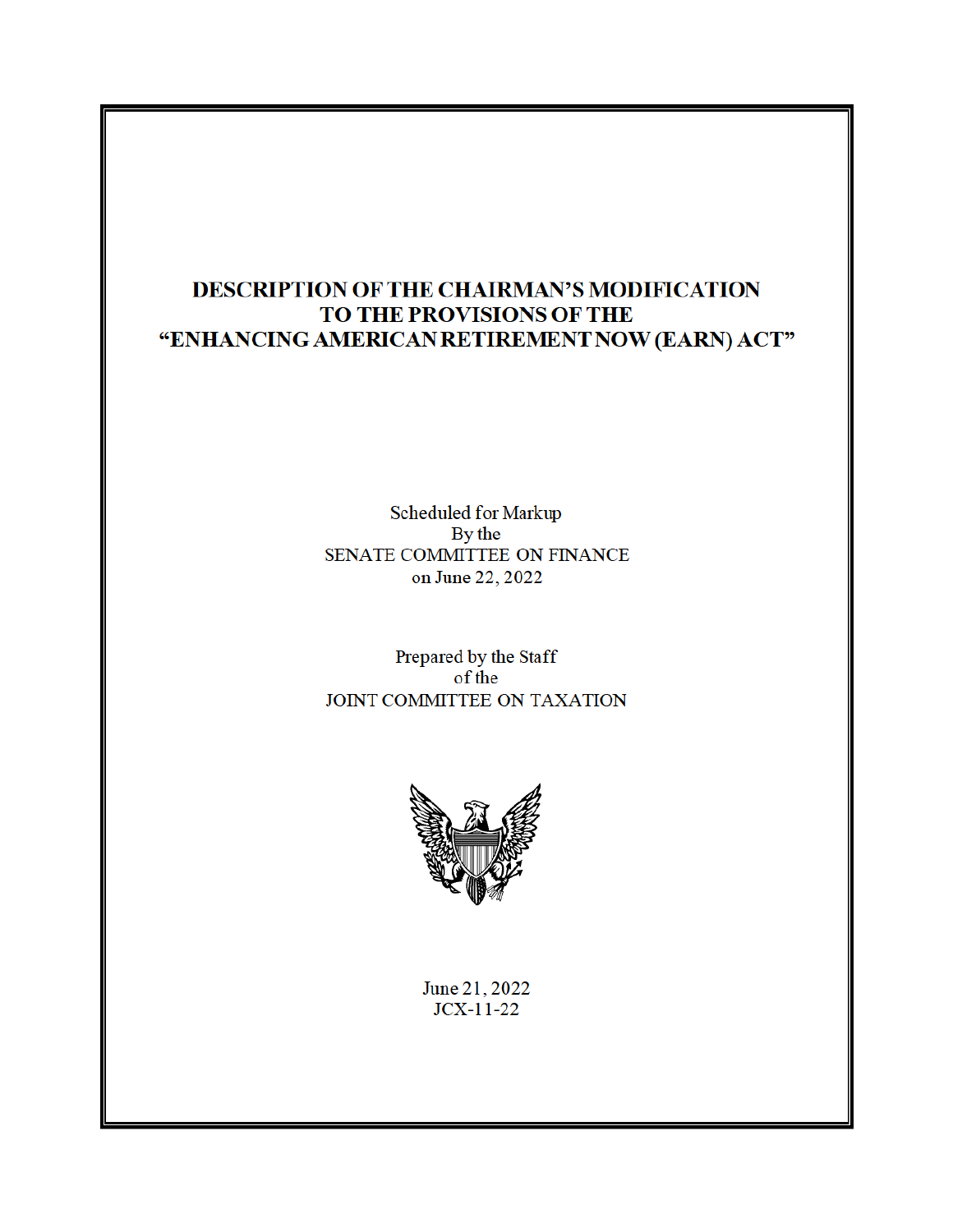# DESCRIPTION OF THE CHAIRMAN'S MODIFICATION TO THE PROVISIONS OF THE "ENHANCING AMERICAN RETIREMENT NOW (EARN) ACT"

Scheduled for Markup
By the
SENATE COMMITTEE ON FINANCE
on June 22, 2022

Prepared by the Staff
of the
JOINT COMMITTEE ON TAXATION

June 21, 2022
JCX-11-22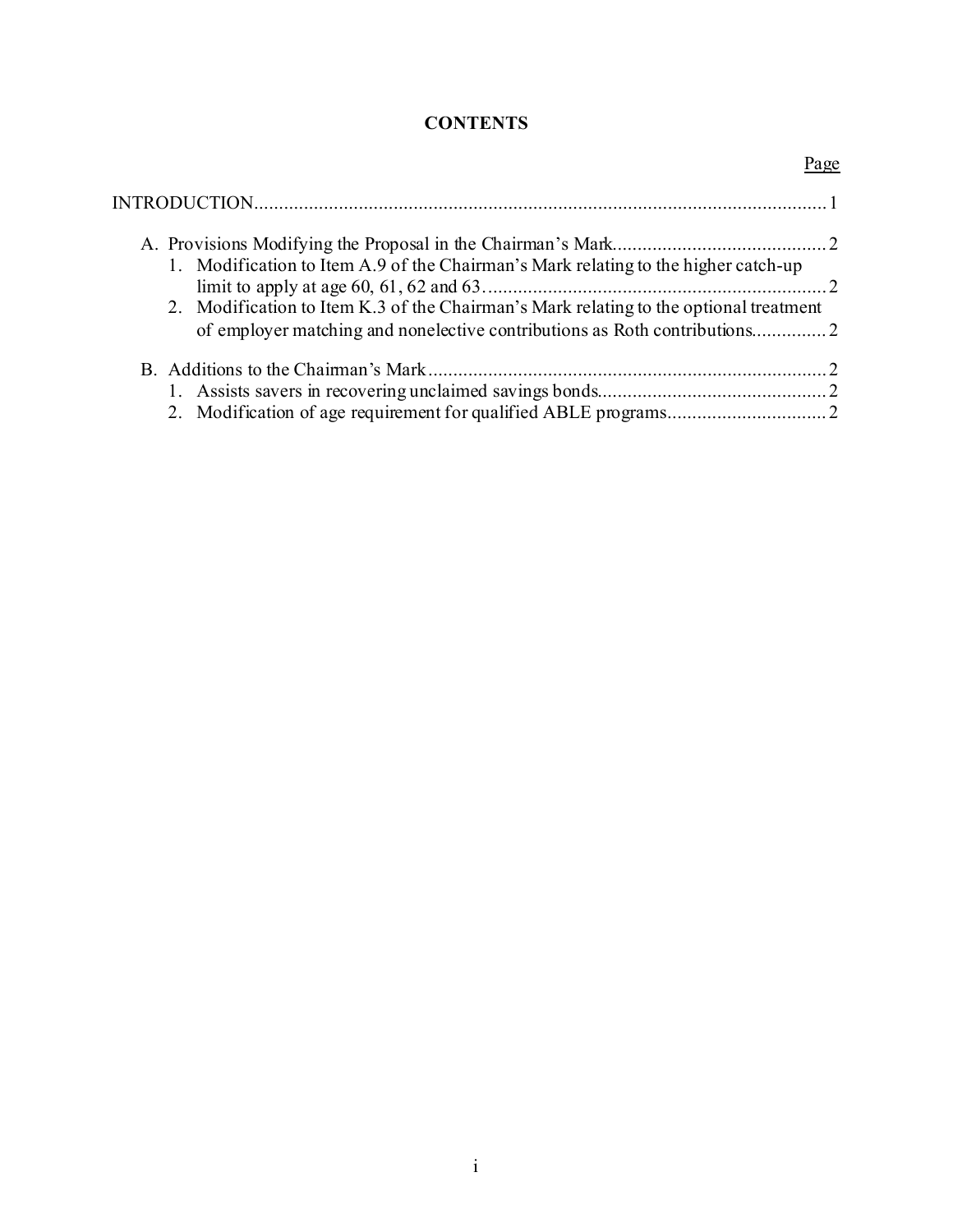**CONTENTS**

Page

INTRODUCTION.................................................................................................................... 1

A. Provisions Modifying the Proposal in the Chairman's Mark........................................... 2
   1. Modification to Item A.9 of the Chairman's Mark relating to the higher catch-up limit to apply at age 60, 61, 62 and 63..................................................................... 2
   2. Modification to Item K.3 of the Chairman's Mark relating to the optional treatment of employer matching and nonelective contributions as Roth contributions............... 2

B. Additions to the Chairman's Mark................................................................................ 2
   1. Assists savers in recovering unclaimed savings bonds.............................................. 2
   2. Modification of age requirement for qualified ABLE programs................................ 2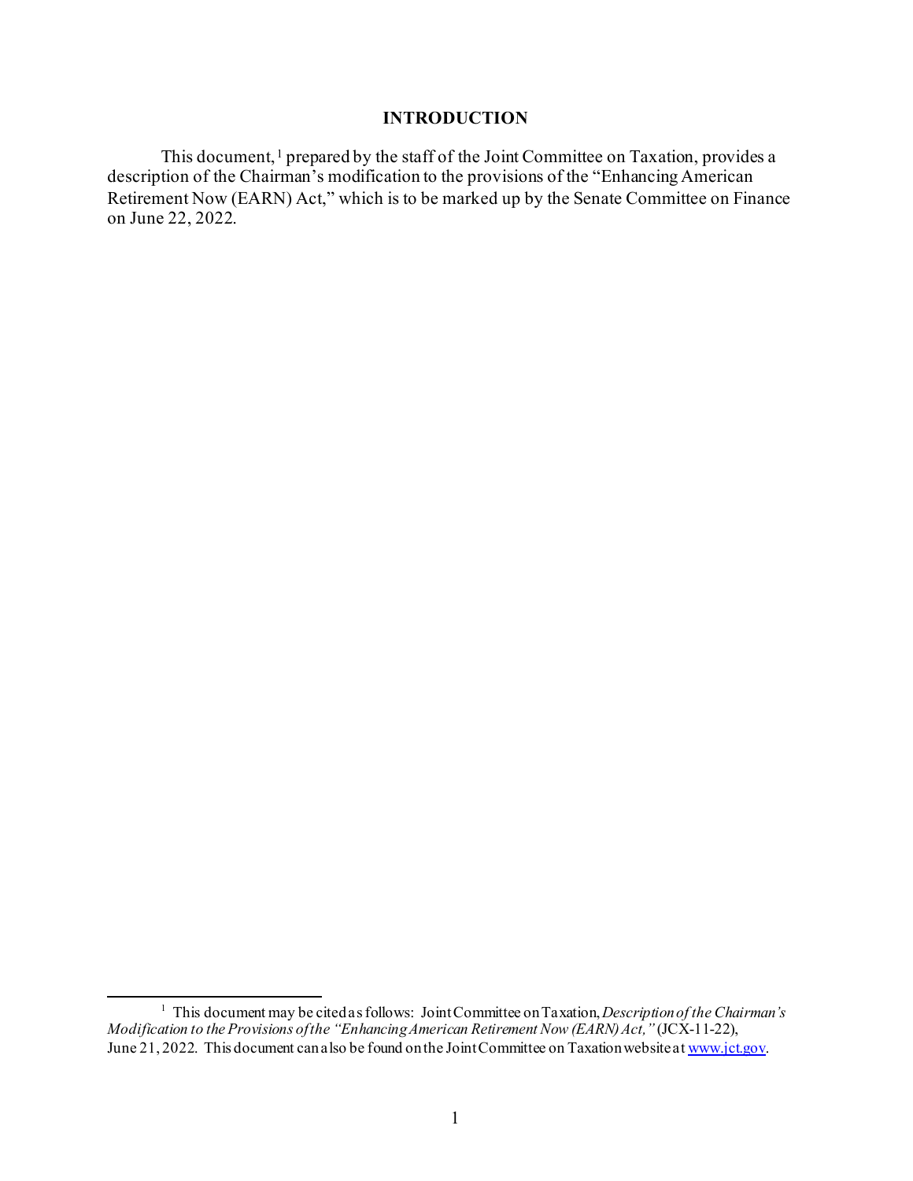# INTRODUCTION

This document,[1] prepared by the staff of the Joint Committee on Taxation, provides a description of the Chairman's modification to the provisions of the "Enhancing American Retirement Now (EARN) Act," which is to be marked up by the Senate Committee on Finance on June 22, 2022.

---

[1] This document may be cited as follows: Joint Committee on Taxation, *Description of the Chairman's Modification to the Provisions of the "Enhancing American Retirement Now (EARN) Act,"* (JCX-11-22), June 21, 2022. This document can also be found on the Joint Committee on Taxation website at [www.jct.gov](http://www.jct.gov).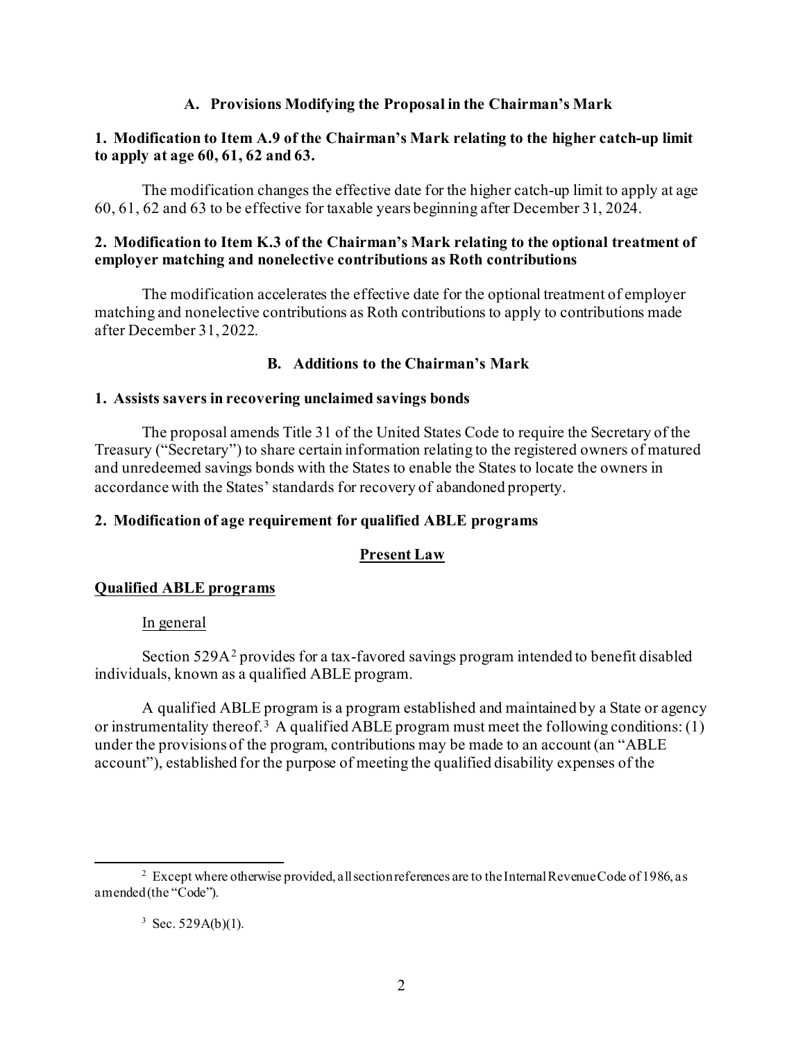## A. Provisions Modifying the Proposal in the Chairman's Mark

### 1. Modification to Item A.9 of the Chairman's Mark relating to the higher catch-up limit to apply at age 60, 61, 62 and 63.

The modification changes the effective date for the higher catch-up limit to apply at age 60, 61, 62 and 63 to be effective for taxable years beginning after December 31, 2024.

### 2. Modification to Item K.3 of the Chairman's Mark relating to the optional treatment of employer matching and nonelective contributions as Roth contributions

The modification accelerates the effective date for the optional treatment of employer matching and nonelective contributions as Roth contributions to apply to contributions made after December 31, 2022.

## B. Additions to the Chairman's Mark

### 1. Assists savers in recovering unclaimed savings bonds

The proposal amends Title 31 of the United States Code to require the Secretary of the Treasury ("Secretary") to share certain information relating to the registered owners of matured and unredeemed savings bonds with the States to enable the States to locate the owners in accordance with the States' standards for recovery of abandoned property.

### 2. Modification of age requirement for qualified ABLE programs

**Present Law**

**Qualified ABLE programs**

In general

Section 529A[2] provides for a tax-favored savings program intended to benefit disabled individuals, known as a qualified ABLE program.

A qualified ABLE program is a program established and maintained by a State or agency or instrumentality thereof.[3] A qualified ABLE program must meet the following conditions: (1) under the provisions of the program, contributions may be made to an account (an "ABLE account"), established for the purpose of meeting the qualified disability expenses of the

---

[2] Except where otherwise provided, all section references are to the Internal Revenue Code of 1986, as amended (the "Code").

[3] Sec. 529A(b)(1).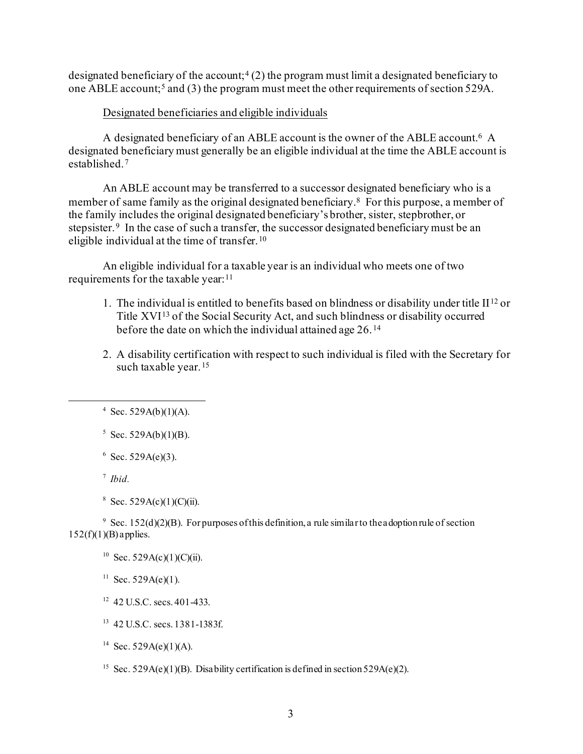designated beneficiary of the account;[4] (2) the program must limit a designated beneficiary to one ABLE account;[5] and (3) the program must meet the other requirements of section 529A.

Designated beneficiaries and eligible individuals

A designated beneficiary of an ABLE account is the owner of the ABLE account.[6] A designated beneficiary must generally be an eligible individual at the time the ABLE account is established.[7]

An ABLE account may be transferred to a successor designated beneficiary who is a member of same family as the original designated beneficiary.[8] For this purpose, a member of the family includes the original designated beneficiary's brother, sister, stepbrother, or stepsister.[9] In the case of such a transfer, the successor designated beneficiary must be an eligible individual at the time of transfer.[10]

An eligible individual for a taxable year is an individual who meets one of two requirements for the taxable year:[11]

1. The individual is entitled to benefits based on blindness or disability under title II[12] or Title XVI[13] of the Social Security Act, and such blindness or disability occurred before the date on which the individual attained age 26.[14]

2. A disability certification with respect to such individual is filed with the Secretary for such taxable year.[15]

---

[4] Sec. 529A(b)(1)(A).

[5] Sec. 529A(b)(1)(B).

[6] Sec. 529A(e)(3).

[7] *Ibid.*

[8] Sec. 529A(c)(1)(C)(ii).

[9] Sec. 152(d)(2)(B). For purposes of this definition, a rule similar to the adoption rule of section 152(f)(1)(B) applies.

[10] Sec. 529A(c)(1)(C)(ii).

[11] Sec. 529A(e)(1).

[12] 42 U.S.C. secs. 401-433.

[13] 42 U.S.C. secs. 1381-1383f.

[14] Sec. 529A(e)(1)(A).

[15] Sec. 529A(e)(1)(B). Disability certification is defined in section 529A(e)(2).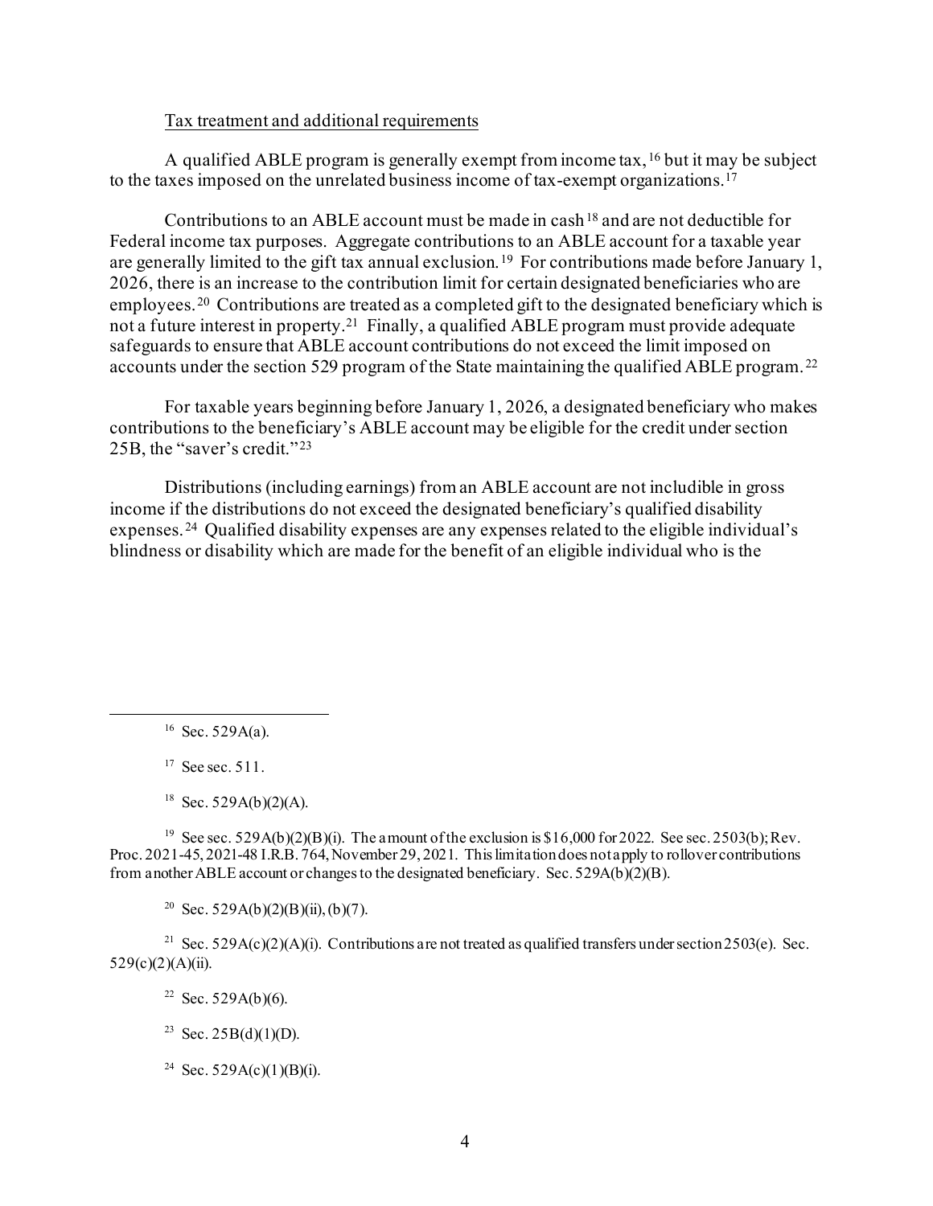Tax treatment and additional requirements

A qualified ABLE program is generally exempt from income tax,[16] but it may be subject to the taxes imposed on the unrelated business income of tax-exempt organizations.[17]

Contributions to an ABLE account must be made in cash[18] and are not deductible for Federal income tax purposes. Aggregate contributions to an ABLE account for a taxable year are generally limited to the gift tax annual exclusion.[19] For contributions made before January 1, 2026, there is an increase to the contribution limit for certain designated beneficiaries who are employees.[20] Contributions are treated as a completed gift to the designated beneficiary which is not a future interest in property.[21] Finally, a qualified ABLE program must provide adequate safeguards to ensure that ABLE account contributions do not exceed the limit imposed on accounts under the section 529 program of the State maintaining the qualified ABLE program.[22]

For taxable years beginning before January 1, 2026, a designated beneficiary who makes contributions to the beneficiary's ABLE account may be eligible for the credit under section 25B, the "saver's credit."[23]

Distributions (including earnings) from an ABLE account are not includible in gross income if the distributions do not exceed the designated beneficiary's qualified disability expenses.[24] Qualified disability expenses are any expenses related to the eligible individual's blindness or disability which are made for the benefit of an eligible individual who is the

---

[16] Sec. 529A(a).

[17] See sec. 511.

[18] Sec. 529A(b)(2)(A).

[19] See sec. 529A(b)(2)(B)(i). The amount of the exclusion is $16,000 for 2022. See sec. 2503(b); Rev. Proc. 2021-45, 2021-48 I.R.B. 764, November 29, 2021. This limitation does not apply to rollover contributions from another ABLE account or changes to the designated beneficiary. Sec. 529A(b)(2)(B).

[20] Sec. 529A(b)(2)(B)(ii), (b)(7).

[21] Sec. 529A(c)(2)(A)(i). Contributions are not treated as qualified transfers under section 2503(e). Sec. 529(c)(2)(A)(ii).

[22] Sec. 529A(b)(6).

[23] Sec. 25B(d)(1)(D).

[24] Sec. 529A(c)(1)(B)(i).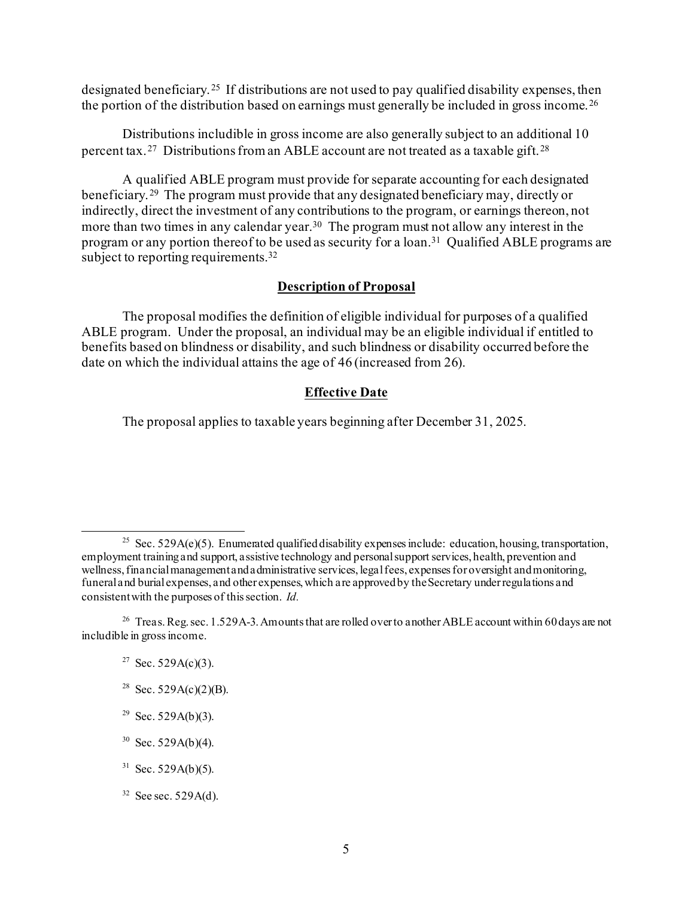designated beneficiary.[25] If distributions are not used to pay qualified disability expenses, then the portion of the distribution based on earnings must generally be included in gross income.[26]

Distributions includible in gross income are also generally subject to an additional 10 percent tax.[27] Distributions from an ABLE account are not treated as a taxable gift.[28]

A qualified ABLE program must provide for separate accounting for each designated beneficiary.[29] The program must provide that any designated beneficiary may, directly or indirectly, direct the investment of any contributions to the program, or earnings thereon, not more than two times in any calendar year.[30] The program must not allow any interest in the program or any portion thereof to be used as security for a loan.[31] Qualified ABLE programs are subject to reporting requirements.[32]

## Description of Proposal

The proposal modifies the definition of eligible individual for purposes of a qualified ABLE program. Under the proposal, an individual may be an eligible individual if entitled to benefits based on blindness or disability, and such blindness or disability occurred before the date on which the individual attains the age of 46 (increased from 26).

## Effective Date

The proposal applies to taxable years beginning after December 31, 2025.

---

[25] Sec. 529A(e)(5). Enumerated qualified disability expenses include: education, housing, transportation, employment training and support, assistive technology and personal support services, health, prevention and wellness, financial management and administrative services, legal fees, expenses for oversight and monitoring, funeral and burial expenses, and other expenses, which are approved by the Secretary under regulations and consistent with the purposes of this section. *Id.*

[26] Treas. Reg. sec. 1.529A-3. Amounts that are rolled over to another ABLE account within 60 days are not includible in gross income.

[27] Sec. 529A(c)(3).

[28] Sec. 529A(c)(2)(B).

[29] Sec. 529A(b)(3).

[30] Sec. 529A(b)(4).

[31] Sec. 529A(b)(5).

[32] See sec. 529A(d).